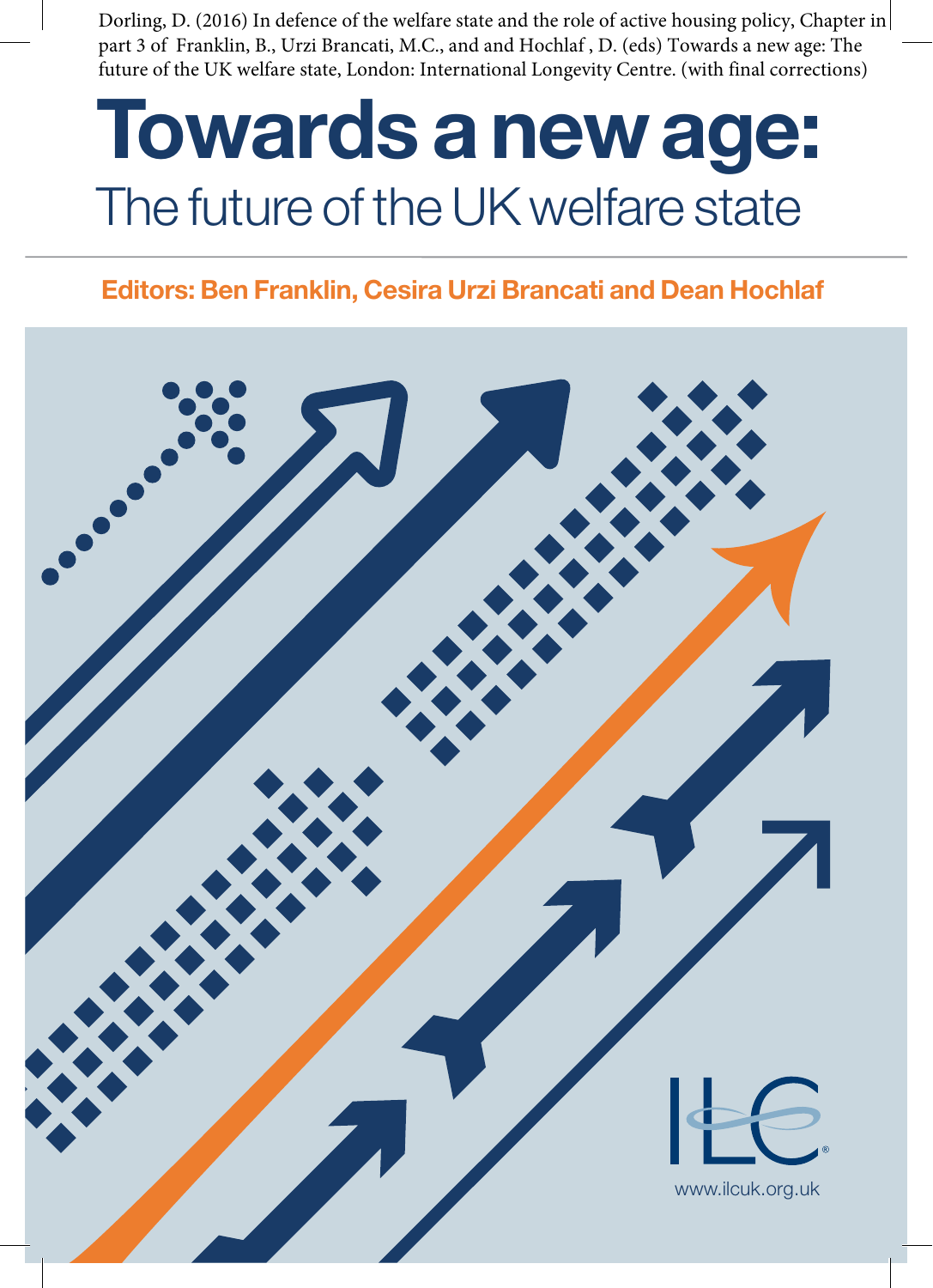Dorling, D. (2016) In defence of the welfare state and the role of active housing policy, Chapter in part 3 of Franklin, B., Urzi Brancati, M.C., and and Hochlaf , D. (eds) Towards a new age: The future of the UK welfare state, London: International Longevity Centre. (with final corrections)

# Towards a new age:

## The future of the UK welfare state

**Editors: Ben Franklin, Cesira Urzi Brancati and Dean Hochlaf**

ILC

www.ilcuk.org.uk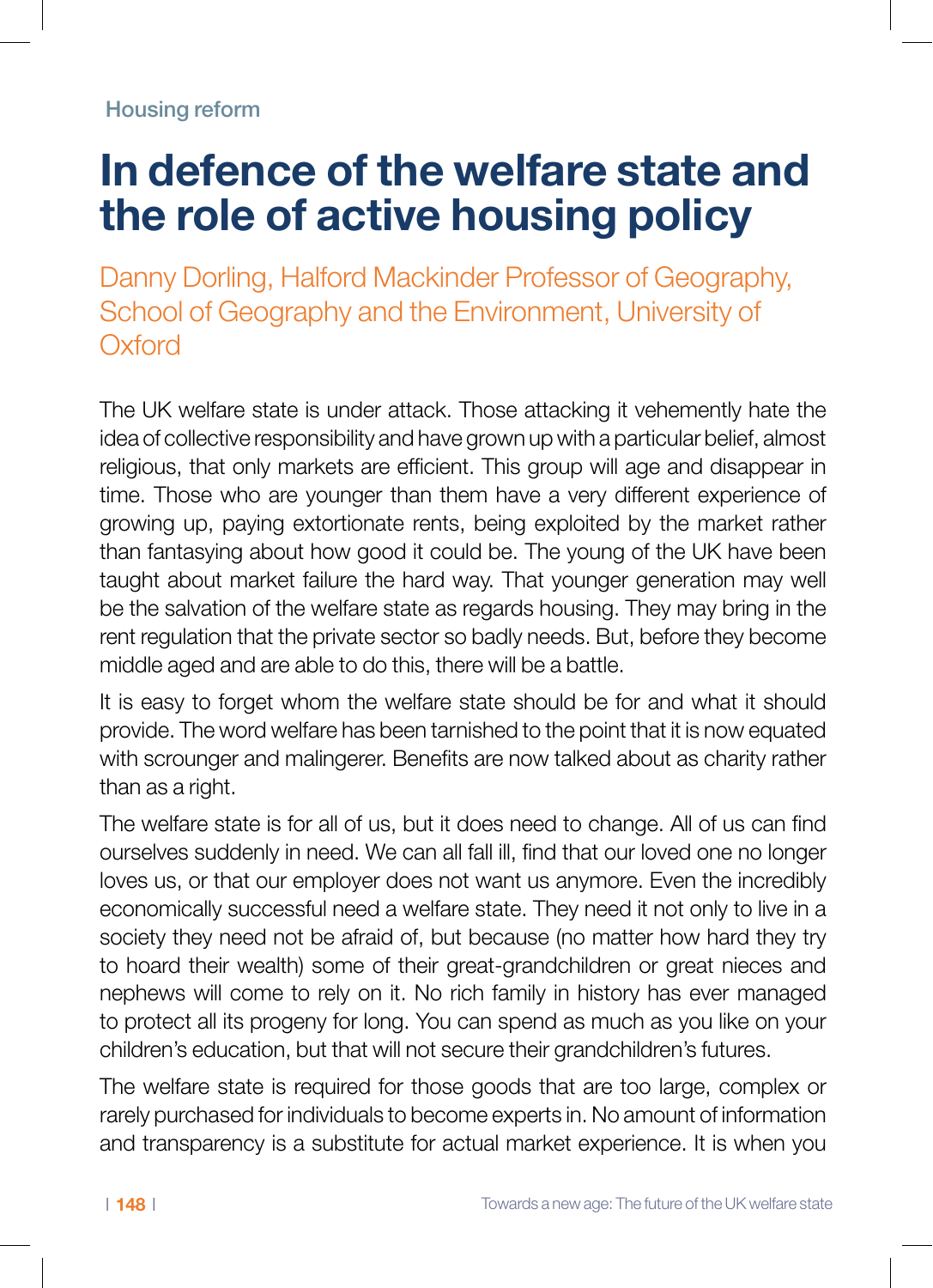Housing reform

# In defence of the welfare state and the role of active housing policy

Danny Dorling, Halford Mackinder Professor of Geography, School of Geography and the Environment, University of Oxford

The UK welfare state is under attack. Those attacking it vehemently hate the idea of collective responsibility and have grown up with a particular belief, almost religious, that only markets are efficient. This group will age and disappear in time. Those who are younger than them have a very different experience of growing up, paying extortionate rents, being exploited by the market rather than fantasying about how good it could be. The young of the UK have been taught about market failure the hard way. That younger generation may well be the salvation of the welfare state as regards housing. They may bring in the rent regulation that the private sector so badly needs. But, before they become middle aged and are able to do this, there will be a battle.

It is easy to forget whom the welfare state should be for and what it should provide. The word welfare has been tarnished to the point that it is now equated with scrounger and malingerer. Benefits are now talked about as charity rather than as a right.

The welfare state is for all of us, but it does need to change. All of us can find ourselves suddenly in need. We can all fall ill, find that our loved one no longer loves us, or that our employer does not want us anymore. Even the incredibly economically successful need a welfare state. They need it not only to live in a society they need not be afraid of, but because (no matter how hard they try to hoard their wealth) some of their great-grandchildren or great nieces and nephews will come to rely on it. No rich family in history has ever managed to protect all its progeny for long. You can spend as much as you like on your children's education, but that will not secure their grandchildren's futures.

The welfare state is required for those goods that are too large, complex or rarely purchased for individuals to become experts in. No amount of information and transparency is a substitute for actual market experience. It is when you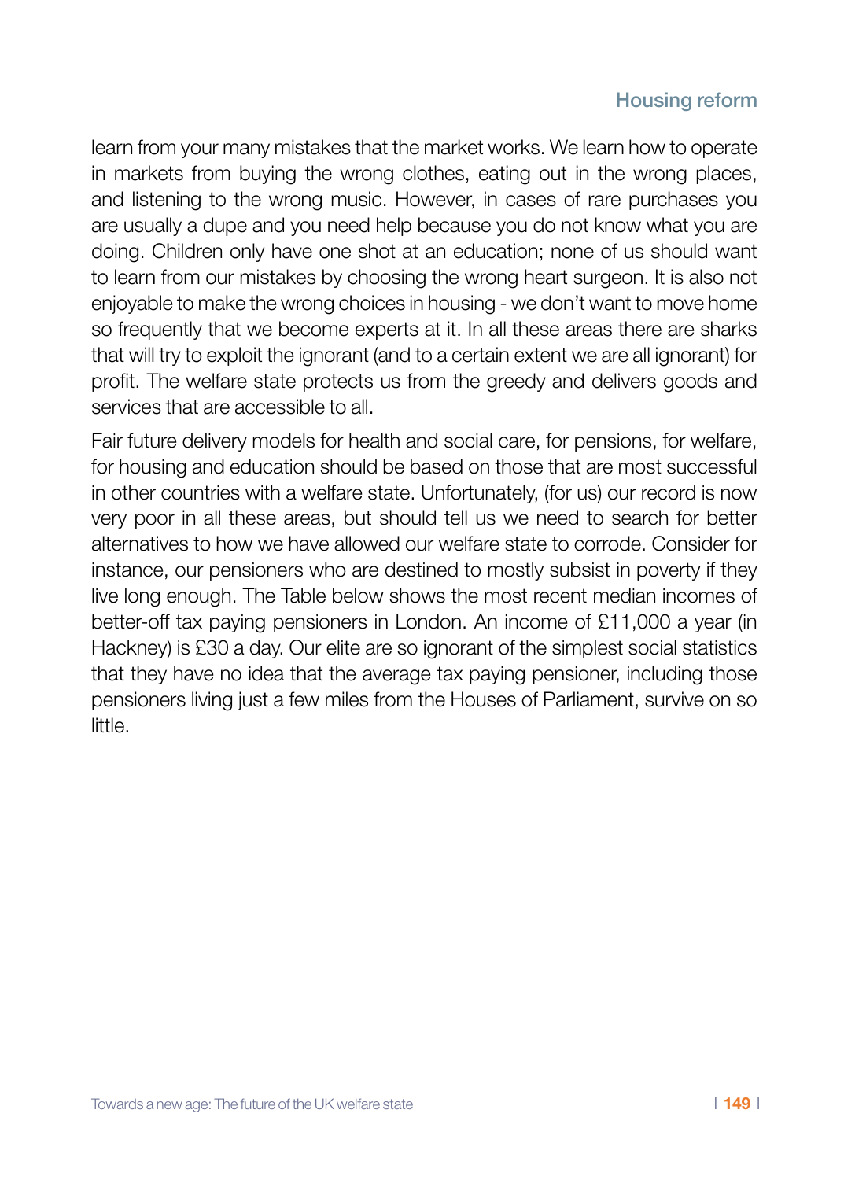learn from your many mistakes that the market works. We learn how to operate in markets from buying the wrong clothes, eating out in the wrong places, and listening to the wrong music. However, in cases of rare purchases you are usually a dupe and you need help because you do not know what you are doing. Children only have one shot at an education; none of us should want to learn from our mistakes by choosing the wrong heart surgeon. It is also not enjoyable to make the wrong choices in housing - we don't want to move home so frequently that we become experts at it. In all these areas there are sharks that will try to exploit the ignorant (and to a certain extent we are all ignorant) for profit. The welfare state protects us from the greedy and delivers goods and services that are accessible to all.

Fair future delivery models for health and social care, for pensions, for welfare, for housing and education should be based on those that are most successful in other countries with a welfare state. Unfortunately, (for us) our record is now very poor in all these areas, but should tell us we need to search for better alternatives to how we have allowed our welfare state to corrode. Consider for instance, our pensioners who are destined to mostly subsist in poverty if they live long enough. The Table below shows the most recent median incomes of better-off tax paying pensioners in London. An income of £11,000 a year (in Hackney) is £30 a day. Our elite are so ignorant of the simplest social statistics that they have no idea that the average tax paying pensioner, including those pensioners living just a few miles from the Houses of Parliament, survive on so little.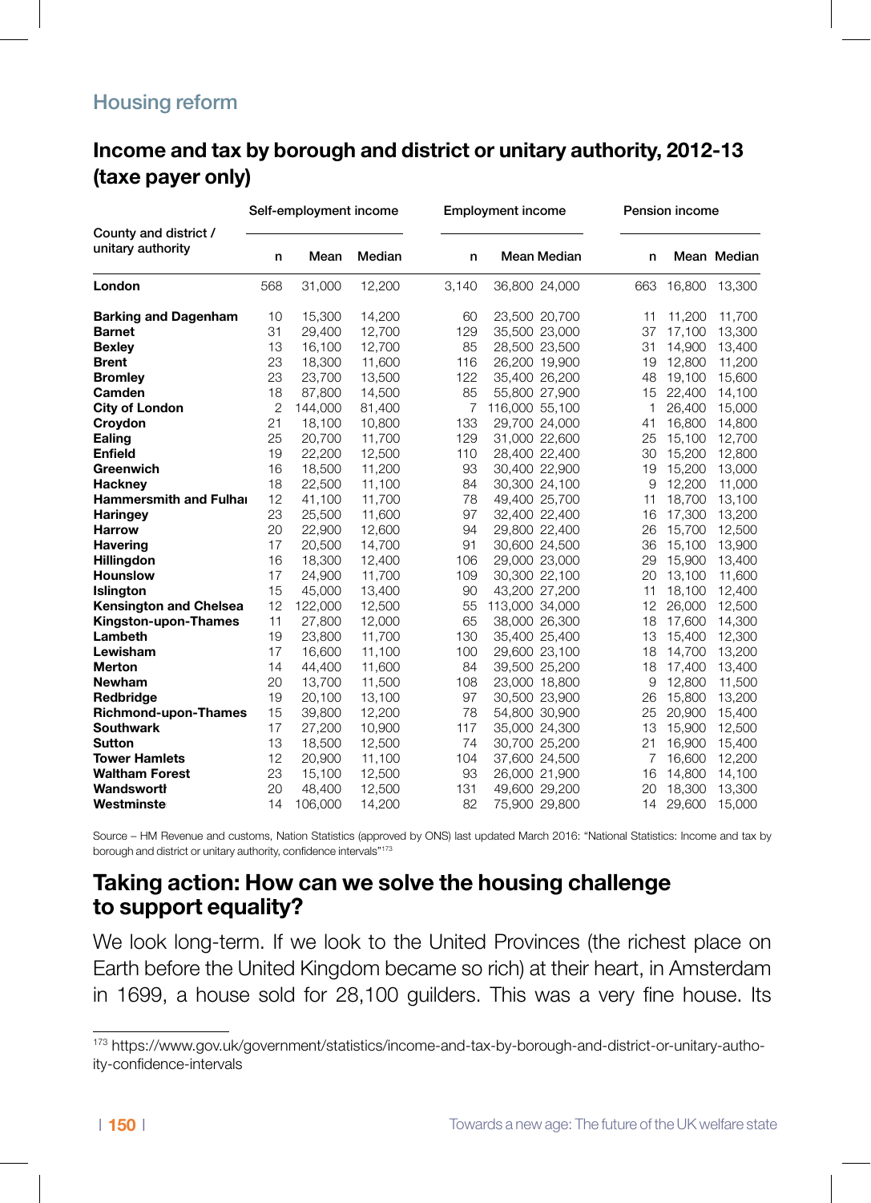## Income and tax by borough and district or unitary authority, 2012-13 (taxe payer only)

| County and district / unitary authority | Self-employment income | | | Employment income | | | Pension income | | |
|---|---|---|---|---|---|---|---|---|---|
| | n | Mean | Median | n | Mean | Median | n | Mean | Median |
| **London** | 568 | 31,000 | 12,200 | 3,140 | 36,800 | 24,000 | 663 | 16,800 | 13,300 |
| **Barking and Dagenham** | 10 | 15,300 | 14,200 | 60 | 23,500 | 20,700 | 11 | 11,200 | 11,700 |
| **Barnet** | 31 | 29,400 | 12,700 | 129 | 35,500 | 23,000 | 37 | 17,100 | 13,300 |
| **Bexley** | 13 | 16,100 | 12,700 | 85 | 28,500 | 23,500 | 31 | 14,900 | 13,400 |
| **Brent** | 23 | 18,300 | 11,600 | 116 | 26,200 | 19,900 | 19 | 12,800 | 11,200 |
| **Bromley** | 23 | 23,700 | 13,500 | 122 | 35,400 | 26,200 | 48 | 19,100 | 15,600 |
| **Camden** | 18 | 87,800 | 14,500 | 85 | 55,800 | 27,900 | 15 | 22,400 | 14,100 |
| **City of London** | 2 | 144,000 | 81,400 | 7 | 116,000 | 55,100 | 1 | 26,400 | 15,000 |
| **Croydon** | 21 | 18,100 | 10,800 | 133 | 29,700 | 24,000 | 41 | 16,800 | 14,800 |
| **Ealing** | 25 | 20,700 | 11,700 | 129 | 31,000 | 22,600 | 25 | 15,100 | 12,700 |
| **Enfield** | 19 | 22,200 | 12,500 | 110 | 28,400 | 22,400 | 30 | 15,200 | 12,800 |
| **Greenwich** | 16 | 18,500 | 11,200 | 93 | 30,400 | 22,900 | 19 | 15,200 | 13,000 |
| **Hackney** | 18 | 22,500 | 11,100 | 84 | 30,300 | 24,100 | 9 | 12,200 | 11,000 |
| **Hammersmith and Fulhai** | 12 | 41,100 | 11,700 | 78 | 49,400 | 25,700 | 11 | 18,700 | 13,100 |
| **Haringey** | 23 | 25,500 | 11,600 | 97 | 32,400 | 22,400 | 16 | 17,300 | 13,200 |
| **Harrow** | 20 | 22,900 | 12,600 | 94 | 29,800 | 22,400 | 26 | 15,700 | 12,500 |
| **Havering** | 17 | 20,500 | 14,700 | 91 | 30,600 | 24,500 | 36 | 15,100 | 13,900 |
| **Hillingdon** | 16 | 18,300 | 12,400 | 106 | 29,000 | 23,000 | 29 | 15,900 | 13,400 |
| **Hounslow** | 17 | 24,900 | 11,700 | 109 | 30,300 | 22,100 | 20 | 13,100 | 11,600 |
| **Islington** | 15 | 45,000 | 13,400 | 90 | 43,200 | 27,200 | 11 | 18,100 | 12,400 |
| **Kensington and Chelsea** | 12 | 122,000 | 12,500 | 55 | 113,000 | 34,000 | 12 | 26,000 | 12,500 |
| **Kingston-upon-Thames** | 11 | 27,800 | 12,000 | 65 | 38,000 | 26,300 | 18 | 17,600 | 14,300 |
| **Lambeth** | 19 | 23,800 | 11,700 | 130 | 35,400 | 25,400 | 13 | 15,400 | 12,300 |
| **Lewisham** | 17 | 16,600 | 11,100 | 100 | 29,600 | 23,100 | 18 | 14,700 | 13,200 |
| **Merton** | 14 | 44,400 | 11,600 | 84 | 39,500 | 25,200 | 18 | 17,400 | 13,400 |
| **Newham** | 20 | 13,700 | 11,500 | 108 | 23,000 | 18,800 | 9 | 12,800 | 11,500 |
| **Redbridge** | 19 | 20,100 | 13,100 | 97 | 30,500 | 23,900 | 26 | 15,800 | 13,200 |
| **Richmond-upon-Thames** | 15 | 39,800 | 12,200 | 78 | 54,800 | 30,900 | 25 | 20,900 | 15,400 |
| **Southwark** | 17 | 27,200 | 10,900 | 117 | 35,000 | 24,300 | 13 | 15,900 | 12,500 |
| **Sutton** | 13 | 18,500 | 12,500 | 74 | 30,700 | 25,200 | 21 | 16,900 | 15,400 |
| **Tower Hamlets** | 12 | 20,900 | 11,100 | 104 | 37,600 | 24,500 | 7 | 16,600 | 12,200 |
| **Waltham Forest** | 23 | 15,100 | 12,500 | 93 | 26,000 | 21,900 | 16 | 14,800 | 14,100 |
| **Wandswortł** | 20 | 48,400 | 12,500 | 131 | 49,600 | 29,200 | 20 | 18,300 | 13,300 |
| **Westminste** | 14 | 106,000 | 14,200 | 82 | 75,900 | 29,800 | 14 | 29,600 | 15,000 |

Source – HM Revenue and customs, Nation Statistics (approved by ONS) last updated March 2016: "National Statistics: Income and tax by borough and district or unitary authority, confidence intervals"[173]

## Taking action: How can we solve the housing challenge to support equality?

We look long-term. If we look to the United Provinces (the richest place on Earth before the United Kingdom became so rich) at their heart, in Amsterdam in 1699, a house sold for 28,100 guilders. This was a very fine house. Its

[173] https://www.gov.uk/government/statistics/income-and-tax-by-borough-and-district-or-unitary-autho-ity-confidence-intervals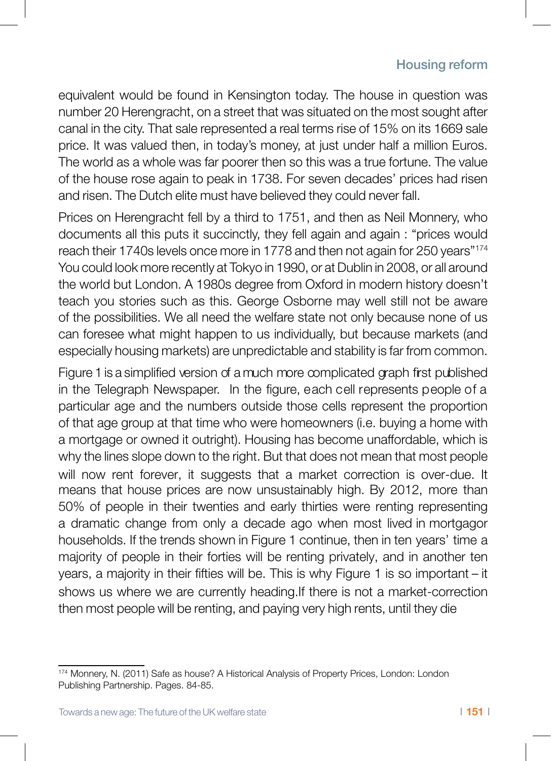equivalent would be found in Kensington today. The house in question was number 20 Herengracht, on a street that was situated on the most sought after canal in the city. That sale represented a real terms rise of 15% on its 1669 sale price. It was valued then, in today's money, at just under half a million Euros. The world as a whole was far poorer then so this was a true fortune. The value of the house rose again to peak in 1738. For seven decades' prices had risen and risen. The Dutch elite must have believed they could never fall.

Prices on Herengracht fell by a third to 1751, and then as Neil Monnery, who documents all this puts it succinctly, they fell again and again : "prices would reach their 1740s levels once more in 1778 and then not again for 250 years"[174] You could look more recently at Tokyo in 1990, or at Dublin in 2008, or all around the world but London. A 1980s degree from Oxford in modern history doesn't teach you stories such as this. George Osborne may well still not be aware of the possibilities. We all need the welfare state not only because none of us can foresee what might happen to us individually, but because markets (and especially housing markets) are unpredictable and stability is far from common.

Figure 1 is a simplified version of a much more complicated graph first published in the Telegraph Newspaper. In the figure, each cell represents people of a particular age and the numbers outside those cells represent the proportion of that age group at that time who were homeowners (i.e. buying a home with a mortgage or owned it outright). Housing has become unaffordable, which is why the lines slope down to the right. But that does not mean that most people will now rent forever, it suggests that a market correction is over-due. It means that house prices are now unsustainably high. By 2012, more than 50% of people in their twenties and early thirties were renting representing a dramatic change from only a decade ago when most lived in mortgagor households. If the trends shown in Figure 1 continue, then in ten years' time a majority of people in their forties will be renting privately, and in another ten years, a majority in their fifties will be. This is why Figure 1 is so important – it shows us where we are currently heading.If there is not a market-correction then most people will be renting, and paying very high rents, until they die

---

[174] Monnery, N. (2011) Safe as house? A Historical Analysis of Property Prices, London: London Publishing Partnership. Pages. 84-85.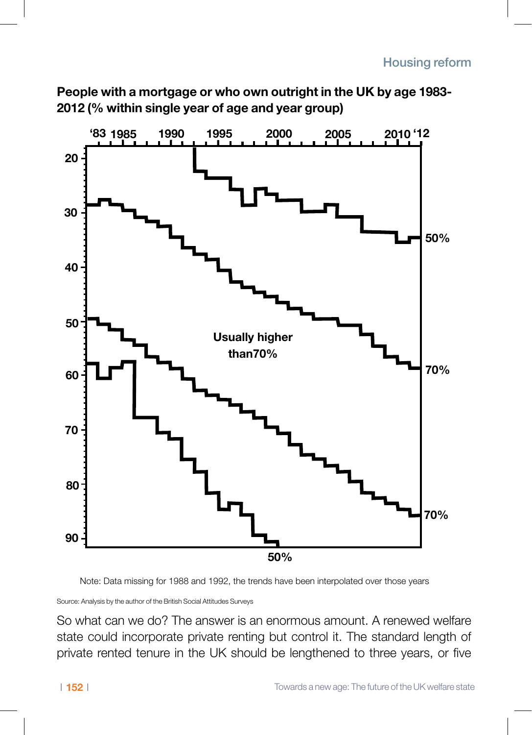**People with a mortgage or who own outright in the UK by age 1983-2012 (% within single year of age and year group)**

'83 1985 1990 1995 2000 2005 2010 '12

20
30
40
50
60
70
80
90

50%

Usually higher than70%

70%

70%

50%

Note: Data missing for 1988 and 1992, the trends have been interpolated over those years

Source: Analysis by the author of the British Social Attitudes Surveys

So what can we do? The answer is an enormous amount. A renewed welfare state could incorporate private renting but control it. The standard length of private rented tenure in the UK should be lengthened to three years, or five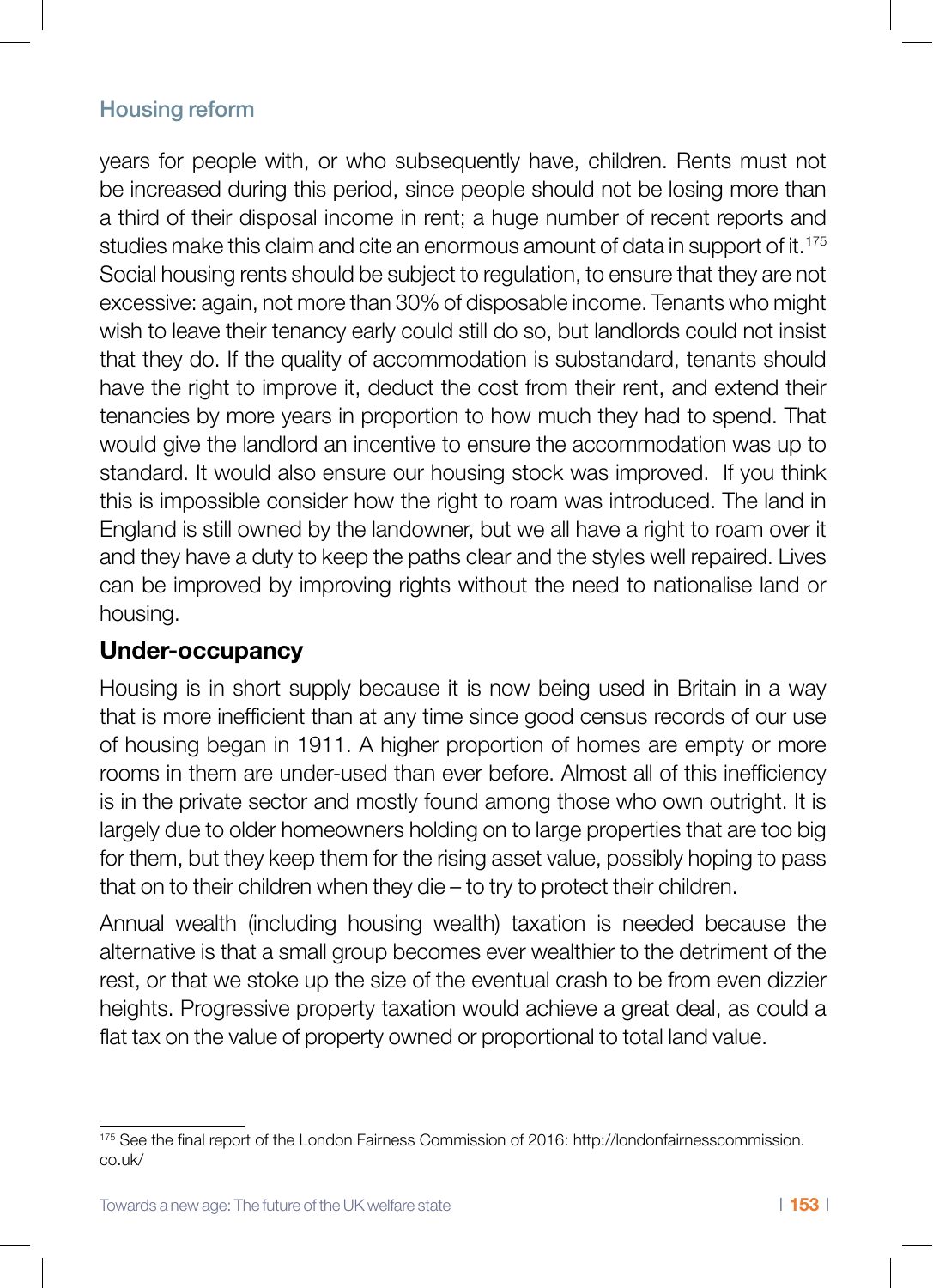years for people with, or who subsequently have, children. Rents must not be increased during this period, since people should not be losing more than a third of their disposal income in rent; a huge number of recent reports and studies make this claim and cite an enormous amount of data in support of it.[175] Social housing rents should be subject to regulation, to ensure that they are not excessive: again, not more than 30% of disposable income. Tenants who might wish to leave their tenancy early could still do so, but landlords could not insist that they do. If the quality of accommodation is substandard, tenants should have the right to improve it, deduct the cost from their rent, and extend their tenancies by more years in proportion to how much they had to spend. That would give the landlord an incentive to ensure the accommodation was up to standard. It would also ensure our housing stock was improved. If you think this is impossible consider how the right to roam was introduced. The land in England is still owned by the landowner, but we all have a right to roam over it and they have a duty to keep the paths clear and the styles well repaired. Lives can be improved by improving rights without the need to nationalise land or housing.

## Under-occupancy

Housing is in short supply because it is now being used in Britain in a way that is more inefficient than at any time since good census records of our use of housing began in 1911. A higher proportion of homes are empty or more rooms in them are under-used than ever before. Almost all of this inefficiency is in the private sector and mostly found among those who own outright. It is largely due to older homeowners holding on to large properties that are too big for them, but they keep them for the rising asset value, possibly hoping to pass that on to their children when they die – to try to protect their children.

Annual wealth (including housing wealth) taxation is needed because the alternative is that a small group becomes ever wealthier to the detriment of the rest, or that we stoke up the size of the eventual crash to be from even dizzier heights. Progressive property taxation would achieve a great deal, as could a flat tax on the value of property owned or proportional to total land value.

---

[175] See the final report of the London Fairness Commission of 2016: http://londonfairnesscommission.co.uk/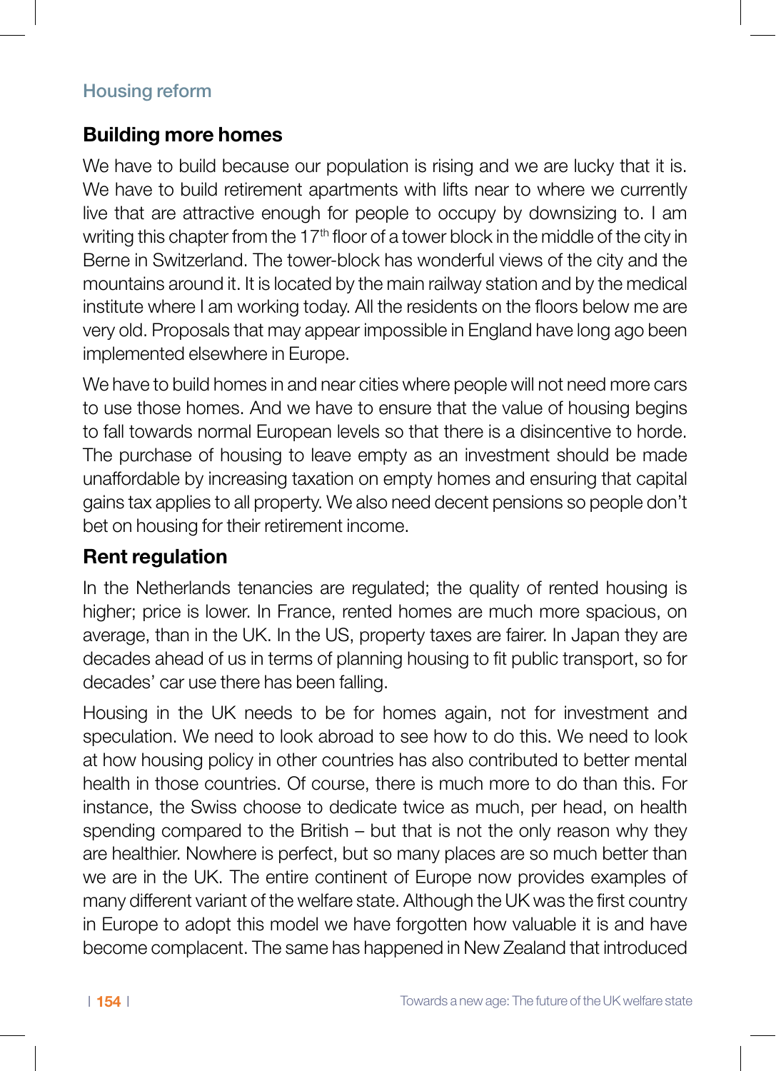Housing reform

## Building more homes

We have to build because our population is rising and we are lucky that it is. We have to build retirement apartments with lifts near to where we currently live that are attractive enough for people to occupy by downsizing to. I am writing this chapter from the 17th floor of a tower block in the middle of the city in Berne in Switzerland. The tower-block has wonderful views of the city and the mountains around it. It is located by the main railway station and by the medical institute where I am working today. All the residents on the floors below me are very old. Proposals that may appear impossible in England have long ago been implemented elsewhere in Europe.

We have to build homes in and near cities where people will not need more cars to use those homes. And we have to ensure that the value of housing begins to fall towards normal European levels so that there is a disincentive to horde. The purchase of housing to leave empty as an investment should be made unaffordable by increasing taxation on empty homes and ensuring that capital gains tax applies to all property. We also need decent pensions so people don't bet on housing for their retirement income.

## Rent regulation

In the Netherlands tenancies are regulated; the quality of rented housing is higher; price is lower. In France, rented homes are much more spacious, on average, than in the UK. In the US, property taxes are fairer. In Japan they are decades ahead of us in terms of planning housing to fit public transport, so for decades' car use there has been falling.

Housing in the UK needs to be for homes again, not for investment and speculation. We need to look abroad to see how to do this. We need to look at how housing policy in other countries has also contributed to better mental health in those countries. Of course, there is much more to do than this. For instance, the Swiss choose to dedicate twice as much, per head, on health spending compared to the British – but that is not the only reason why they are healthier. Nowhere is perfect, but so many places are so much better than we are in the UK. The entire continent of Europe now provides examples of many different variant of the welfare state. Although the UK was the first country in Europe to adopt this model we have forgotten how valuable it is and have become complacent. The same has happened in New Zealand that introduced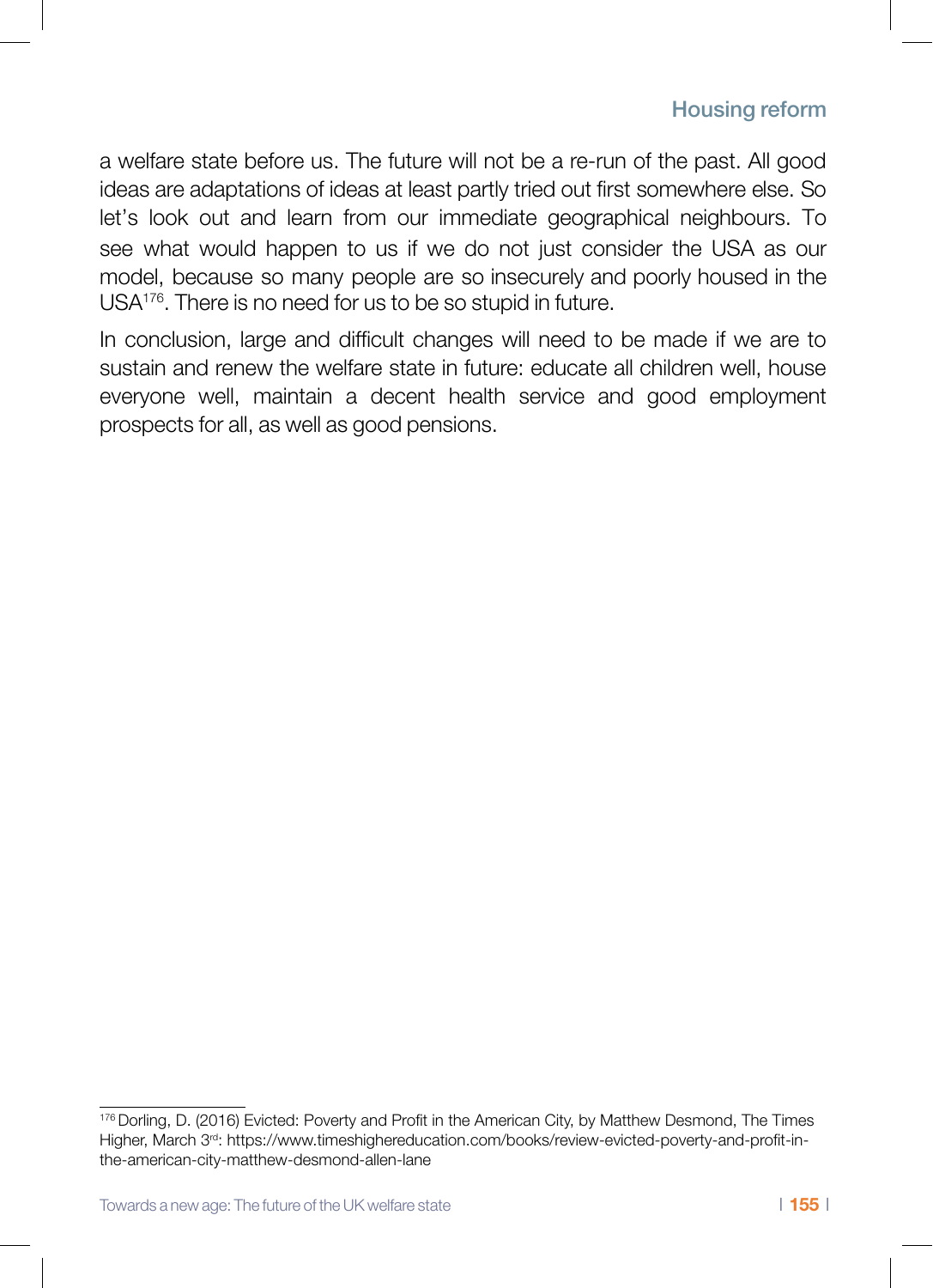a welfare state before us. The future will not be a re-run of the past. All good ideas are adaptations of ideas at least partly tried out first somewhere else. So let's look out and learn from our immediate geographical neighbours. To see what would happen to us if we do not just consider the USA as our model, because so many people are so insecurely and poorly housed in the USA[176]. There is no need for us to be so stupid in future.

In conclusion, large and difficult changes will need to be made if we are to sustain and renew the welfare state in future: educate all children well, house everyone well, maintain a decent health service and good employment prospects for all, as well as good pensions.

---

[176] Dorling, D. (2016) Evicted: Poverty and Profit in the American City, by Matthew Desmond, The Times Higher, March 3rd: https://www.timeshighereducation.com/books/review-evicted-poverty-and-profit-in-the-american-city-matthew-desmond-allen-lane